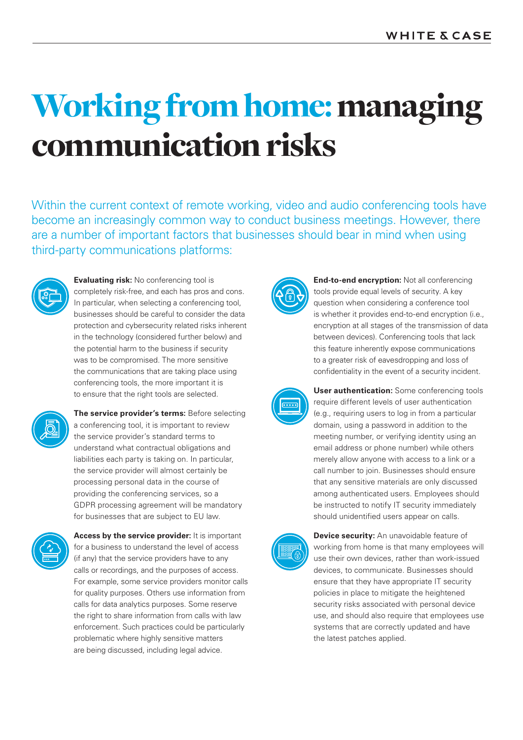# Working from home: managing communication risks

Within the current context of remote working, video and audio conferencing tools have become an increasingly common way to conduct business meetings. However, there are a number of important factors that businesses should bear in mind when using third-party communications platforms:

**Evaluating risk:** No conferencing tool is completely risk-free, and each has pros and cons. In particular, when selecting a conferencing tool, businesses should be careful to consider the data protection and cybersecurity related risks inherent in the technology (considered further below) and the potential harm to the business if security was to be compromised. The more sensitive the communications that are taking place using conferencing tools, the more important it is to ensure that the right tools are selected.

**The service provider's terms:** Before selecting a conferencing tool, it is important to review the service provider's standard terms to understand what contractual obligations and liabilities each party is taking on. In particular, the service provider will almost certainly be processing personal data in the course of providing the conferencing services, so a GDPR processing agreement will be mandatory for businesses that are subject to EU law.

**Access by the service provider:** It is important for a business to understand the level of access (if any) that the service providers have to any calls or recordings, and the purposes of access. For example, some service providers monitor calls for quality purposes. Others use information from calls for data analytics purposes. Some reserve the right to share information from calls with law enforcement. Such practices could be particularly problematic where highly sensitive matters are being discussed, including legal advice.

**End-to-end encryption:** Not all conferencing tools provide equal levels of security. A key question when considering a conference tool is whether it provides end-to-end encryption (i.e., encryption at all stages of the transmission of data between devices). Conferencing tools that lack this feature inherently expose communications to a greater risk of eavesdropping and loss of confidentiality in the event of a security incident.

**User authentication:** Some conferencing tools require different levels of user authentication (e.g., requiring users to log in from a particular domain, using a password in addition to the meeting number, or verifying identity using an email address or phone number) while others merely allow anyone with access to a link or a call number to join. Businesses should ensure that any sensitive materials are only discussed among authenticated users. Employees should be instructed to notify IT security immediately should unidentified users appear on calls.

**Device security:** An unavoidable feature of working from home is that many employees will use their own devices, rather than work-issued devices, to communicate. Businesses should ensure that they have appropriate IT security policies in place to mitigate the heightened security risks associated with personal device use, and should also require that employees use systems that are correctly updated and have the latest patches applied.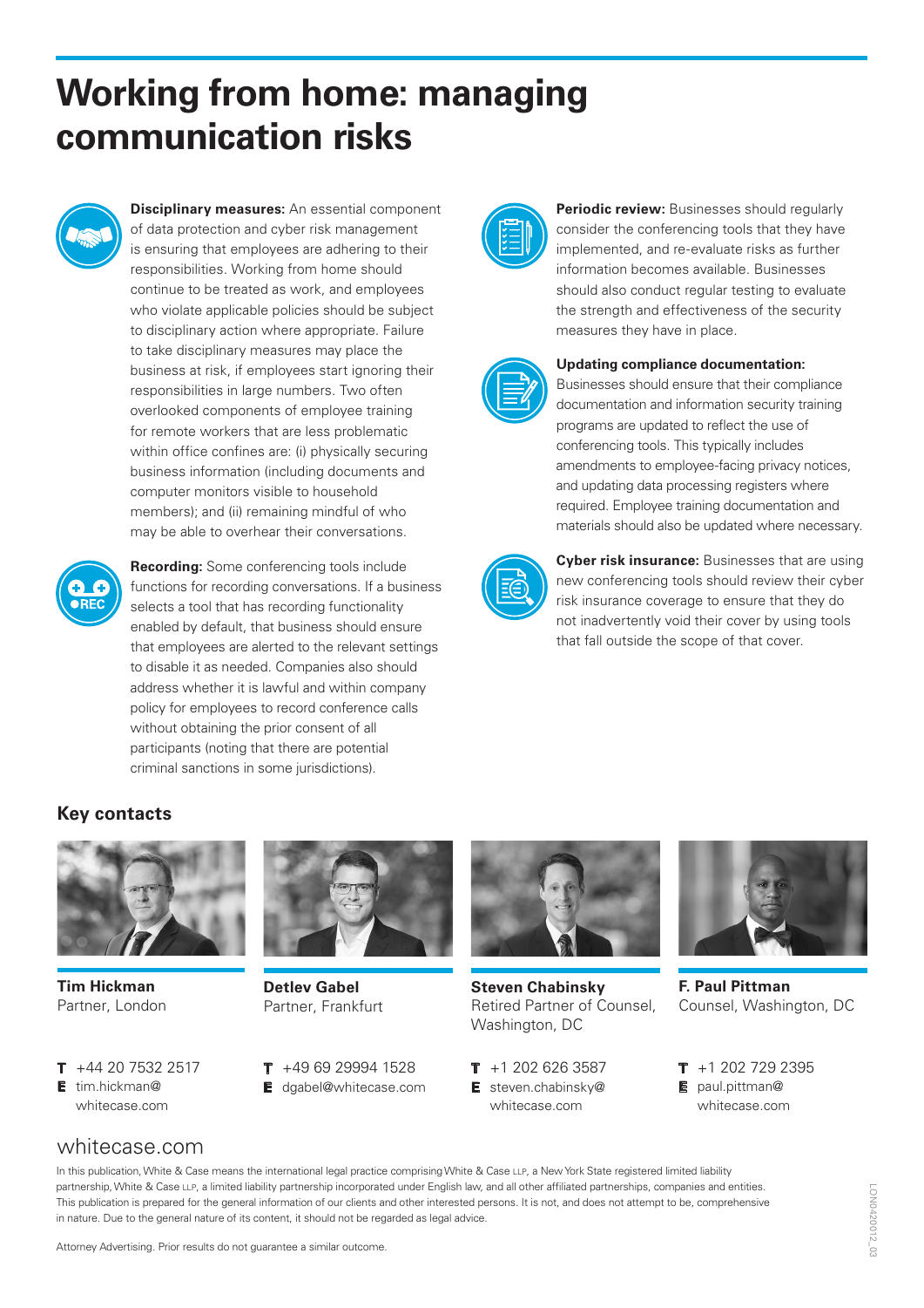# Working from home: managing communication risks

**Disciplinary measures:** An essential component of data protection and cyber risk management is ensuring that employees are adhering to their responsibilities. Working from home should continue to be treated as work, and employees who violate applicable policies should be subject to disciplinary action where appropriate. Failure to take disciplinary measures may place the business at risk, if employees start ignoring their responsibilities in large numbers. Two often overlooked components of employee training for remote workers that are less problematic within office confines are: (i) physically securing business information (including documents and computer monitors visible to household members); and (ii) remaining mindful of who may be able to overhear their conversations.

**Recording:** Some conferencing tools include functions for recording conversations. If a business selects a tool that has recording functionality enabled by default, that business should ensure that employees are alerted to the relevant settings to disable it as needed. Companies also should address whether it is lawful and within company policy for employees to record conference calls without obtaining the prior consent of all participants (noting that there are potential criminal sanctions in some jurisdictions).

**Periodic review:** Businesses should regularly consider the conferencing tools that they have implemented, and re-evaluate risks as further information becomes available. Businesses should also conduct regular testing to evaluate the strength and effectiveness of the security measures they have in place.

**Updating compliance documentation:** Businesses should ensure that their compliance documentation and information security training programs are updated to reflect the use of conferencing tools. This typically includes amendments to employee-facing privacy notices, and updating data processing registers where required. Employee training documentation and materials should also be updated where necessary.

**Cyber risk insurance:** Businesses that are using new conferencing tools should review their cyber risk insurance coverage to ensure that they do not inadvertently void their cover by using tools that fall outside the scope of that cover.

## Key contacts

**Tim Hickman**
Partner, London

T +44 20 7532 2517
E tim.hickman@whitecase.com

**Detlev Gabel**
Partner, Frankfurt

T +49 69 29994 1528
E dgabel@whitecase.com

**Steven Chabinsky**
Retired Partner of Counsel, Washington, DC

T +1 202 626 3587
E steven.chabinsky@whitecase.com

**F. Paul Pittman**
Counsel, Washington, DC

T +1 202 729 2395
E paul.pittman@whitecase.com

whitecase.com

In this publication, White & Case means the international legal practice comprising White & Case LLP, a New York State registered limited liability partnership, White & Case LLP, a limited liability partnership incorporated under English law, and all other affiliated partnerships, companies and entities. This publication is prepared for the general information of our clients and other interested persons. It is not, and does not attempt to be, comprehensive in nature. Due to the general nature of its content, it should not be regarded as legal advice.

Attorney Advertising. Prior results do not guarantee a similar outcome.

LON0420012_03